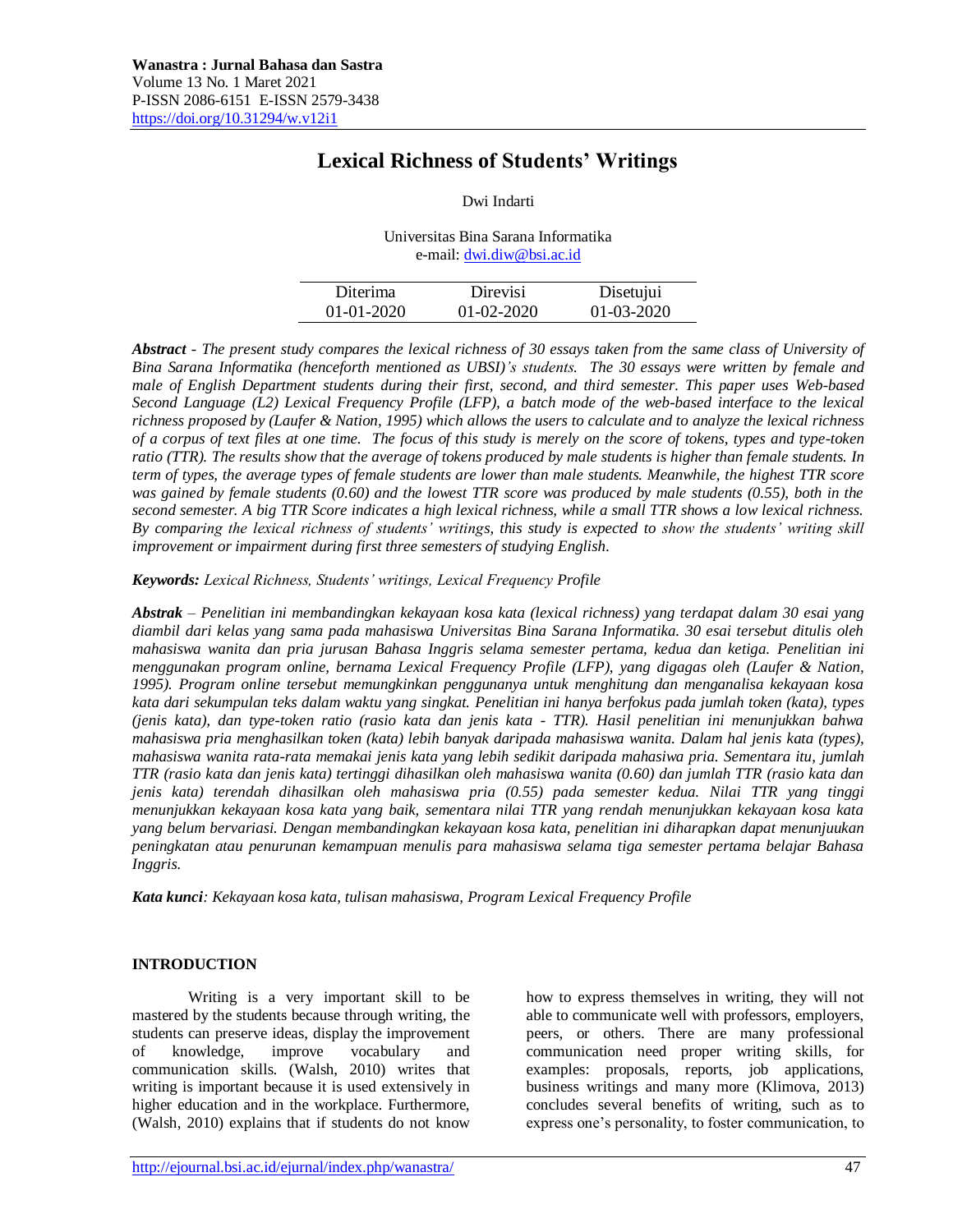# Lexical Richness of Students' Writings

Dwi Indarti

Universitas Bina Sarana Informatika
e-mail: dwi.diw@bsi.ac.id

| Diterima | Direvisi | Disetujui |
|---|---|---|
| 01-01-2020 | 01-02-2020 | 01-03-2020 |

***Abstract*** *- The present study compares the lexical richness of 30 essays taken from the same class of University of Bina Sarana Informatika (henceforth mentioned as UBSI)'s students. The 30 essays were written by female and male of English Department students during their first, second, and third semester. This paper uses Web-based Second Language (L2) Lexical Frequency Profile (LFP), a batch mode of the web-based interface to the lexical richness proposed by (Laufer & Nation, 1995) which allows the users to calculate and to analyze the lexical richness of a corpus of text files at one time. The focus of this study is merely on the score of tokens, types and type-token ratio (TTR). The results show that the average of tokens produced by male students is higher than female students. In term of types, the average types of female students are lower than male students. Meanwhile, the highest TTR score was gained by female students (0.60) and the lowest TTR score was produced by male students (0.55), both in the second semester. A big TTR Score indicates a high lexical richness, while a small TTR shows a low lexical richness. By comparing the lexical richness of students' writings, this study is expected to show the students' writing skill improvement or impairment during first three semesters of studying English.*

***Keywords:*** *Lexical Richness, Students' writings, Lexical Frequency Profile*

***Abstrak*** *– Penelitian ini membandingkan kekayaan kosa kata (lexical richness) yang terdapat dalam 30 esai yang diambil dari kelas yang sama pada mahasiswa Universitas Bina Sarana Informatika. 30 esai tersebut ditulis oleh mahasiswa wanita dan pria jurusan Bahasa Inggris selama semester pertama, kedua dan ketiga. Penelitian ini menggunakan program online, bernama Lexical Frequency Profile (LFP), yang digagas oleh (Laufer & Nation, 1995). Program online tersebut memungkinkan penggunanya untuk menghitung dan menganalisa kekayaan kosa kata dari sekumpulan teks dalam waktu yang singkat. Penelitian ini hanya berfokus pada jumlah token (kata), types (jenis kata), dan type-token ratio (rasio kata dan jenis kata - TTR). Hasil penelitian ini menunjukkan bahwa mahasiswa pria menghasilkan token (kata) lebih banyak daripada mahasiswa wanita. Dalam hal jenis kata (types), mahasiswa wanita rata-rata memakai jenis kata yang lebih sedikit daripada mahasiswa pria. Sementara itu, jumlah TTR (rasio kata dan jenis kata) tertinggi dihasilkan oleh mahasiswa wanita (0.60) dan jumlah TTR (rasio kata dan jenis kata) terendah dihasilkan oleh mahasiswa pria (0.55) pada semester kedua. Nilai TTR yang tinggi menunjukkan kekayaan kosa kata yang baik, sementara nilai TTR yang rendah menunjukkan kekayaan kosa kata yang belum bervariasi. Dengan membandingkan kekayaan kosa kata, penelitian ini diharapkan dapat menunjuukan peningkatan atau penurunan kemampuan menulis para mahasiswa selama tiga semester pertama belajar Bahasa Inggris.*

***Kata kunci****: Kekayaan kosa kata, tulisan mahasiswa, Program Lexical Frequency Profile*

## INTRODUCTION

Writing is a very important skill to be mastered by the students because through writing, the students can preserve ideas, display the improvement of knowledge, improve vocabulary and communication skills. (Walsh, 2010) writes that writing is important because it is used extensively in higher education and in the workplace. Furthermore, (Walsh, 2010) explains that if students do not know how to express themselves in writing, they will not able to communicate well with professors, employers, peers, or others. There are many professional communication need proper writing skills, for examples: proposals, reports, job applications, business writings and many more (Klimova, 2013) concludes several benefits of writing, such as to express one's personality, to foster communication, to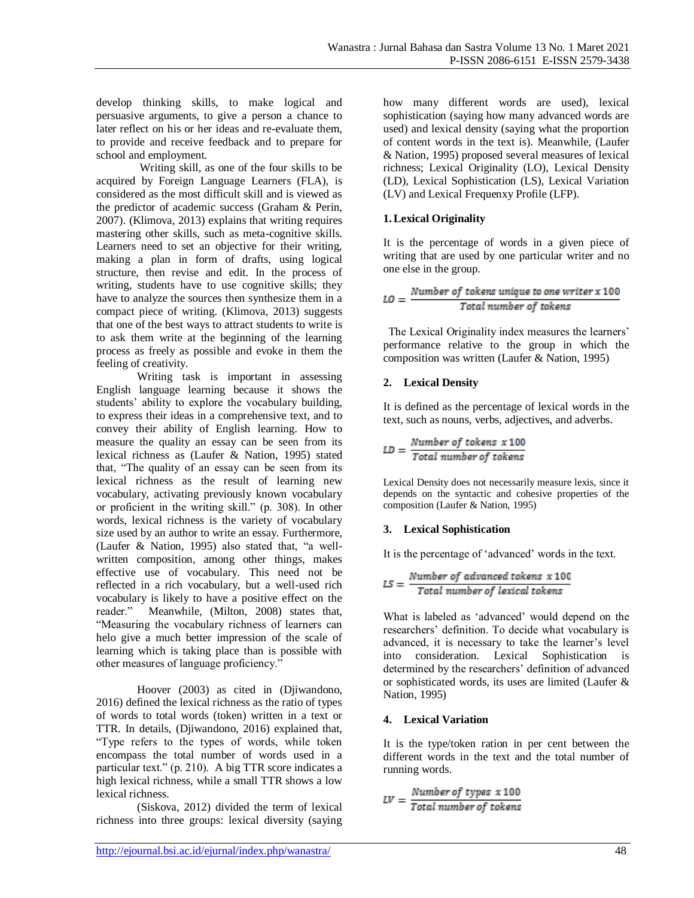develop thinking skills, to make logical and persuasive arguments, to give a person a chance to later reflect on his or her ideas and re-evaluate them, to provide and receive feedback and to prepare for school and employment.

Writing skill, as one of the four skills to be acquired by Foreign Language Learners (FLA), is considered as the most difficult skill and is viewed as the predictor of academic success (Graham & Perin, 2007). (Klimova, 2013) explains that writing requires mastering other skills, such as meta-cognitive skills. Learners need to set an objective for their writing, making a plan in form of drafts, using logical structure, then revise and edit. In the process of writing, students have to use cognitive skills; they have to analyze the sources then synthesize them in a compact piece of writing. (Klimova, 2013) suggests that one of the best ways to attract students to write is to ask them write at the beginning of the learning process as freely as possible and evoke in them the feeling of creativity.

Writing task is important in assessing English language learning because it shows the students' ability to explore the vocabulary building, to express their ideas in a comprehensive text, and to convey their ability of English learning. How to measure the quality an essay can be seen from its lexical richness as (Laufer & Nation, 1995) stated that, "The quality of an essay can be seen from its lexical richness as the result of learning new vocabulary, activating previously known vocabulary or proficient in the writing skill." (p. 308). In other words, lexical richness is the variety of vocabulary size used by an author to write an essay. Furthermore, (Laufer & Nation, 1995) also stated that, "a well-written composition, among other things, makes effective use of vocabulary. This need not be reflected in a rich vocabulary, but a well-used rich vocabulary is likely to have a positive effect on the reader." Meanwhile, (Milton, 2008) states that, "Measuring the vocabulary richness of learners can helo give a much better impression of the scale of learning which is taking place than is possible with other measures of language proficiency."

Hoover (2003) as cited in (Djiwandono, 2016) defined the lexical richness as the ratio of types of words to total words (token) written in a text or TTR. In details, (Djiwandono, 2016) explained that, "Type refers to the types of words, while token encompass the total number of words used in a particular text." (p. 210). A big TTR score indicates a high lexical richness, while a small TTR shows a low lexical richness.

(Siskova, 2012) divided the term of lexical richness into three groups: lexical diversity (saying how many different words are used), lexical sophistication (saying how many advanced words are used) and lexical density (saying what the proportion of content words in the text is). Meanwhile, (Laufer & Nation, 1995) proposed several measures of lexical richness; Lexical Originality (LO), Lexical Density (LD), Lexical Sophistication (LS), Lexical Variation (LV) and Lexical Frequenxy Profile (LFP).

**1. Lexical Originality**

It is the percentage of words in a given piece of writing that are used by one particular writer and no one else in the group.

$$LO = \frac{\textit{Number of tokens unique to one writer} \times 100}{\textit{Total number of tokens}}$$

The Lexical Originality index measures the learners' performance relative to the group in which the composition was written (Laufer & Nation, 1995)

**2. Lexical Density**

It is defined as the percentage of lexical words in the text, such as nouns, verbs, adjectives, and adverbs.

$$LD = \frac{\textit{Number of tokens} \times 100}{\textit{Total number of tokens}}$$

Lexical Density does not necessarily measure lexis, since it depends on the syntactic and cohesive properties of the composition (Laufer & Nation, 1995)

**3. Lexical Sophistication**

It is the percentage of 'advanced' words in the text.

$$LS = \frac{\textit{Number of advanced tokens} \times 100}{\textit{Total number of lexical tokens}}$$

What is labeled as 'advanced' would depend on the researchers' definition. To decide what vocabulary is advanced, it is necessary to take the learner's level into consideration. Lexical Sophistication is determined by the researchers' definition of advanced or sophisticated words, its uses are limited (Laufer & Nation, 1995)

**4. Lexical Variation**

It is the type/token ration in per cent between the different words in the text and the total number of running words.

$$LV = \frac{\textit{Number of types} \times 100}{\textit{Total number of tokens}}$$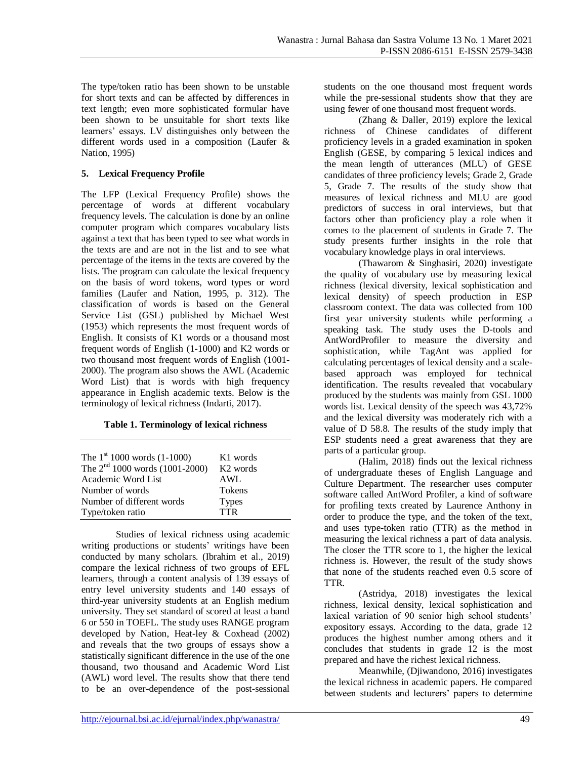The type/token ratio has been shown to be unstable for short texts and can be affected by differences in text length; even more sophisticated formular have been shown to be unsuitable for short texts like learners' essays. LV distinguishes only between the different words used in a composition (Laufer & Nation, 1995)

### 5. Lexical Frequency Profile

The LFP (Lexical Frequency Profile) shows the percentage of words at different vocabulary frequency levels. The calculation is done by an online computer program which compares vocabulary lists against a text that has been typed to see what words in the texts are and are not in the list and to see what percentage of the items in the texts are covered by the lists. The program can calculate the lexical frequency on the basis of word tokens, word types or word families (Laufer and Nation, 1995, p. 312). The classification of words is based on the General Service List (GSL) published by Michael West (1953) which represents the most frequent words of English. It consists of K1 words or a thousand most frequent words of English (1-1000) and K2 words or two thousand most frequent words of English (1001-2000). The program also shows the AWL (Academic Word List) that is words with high frequency appearance in English academic texts. Below is the terminology of lexical richness (Indarti, 2017).

**Table 1. Terminology of lexical richness**

| | |
|---|---|
| The 1st 1000 words (1-1000) | K1 words |
| The 2nd 1000 words (1001-2000) | K2 words |
| Academic Word List | AWL |
| Number of words | Tokens |
| Number of different words | Types |
| Type/token ratio | TTR |

Studies of lexical richness using academic writing productions or students' writings have been conducted by many scholars. (Ibrahim et al., 2019) compare the lexical richness of two groups of EFL learners, through a content analysis of 139 essays of entry level university students and 140 essays of third-year university students at an English medium university. They set standard of scored at least a band 6 or 550 in TOEFL. The study uses RANGE program developed by Nation, Heat-ley & Coxhead (2002) and reveals that the two groups of essays show a statistically significant difference in the use of the one thousand, two thousand and Academic Word List (AWL) word level. The results show that there tend to be an over-dependence of the post-sessional students on the one thousand most frequent words while the pre-sessional students show that they are using fewer of one thousand most frequent words.

(Zhang & Daller, 2019) explore the lexical richness of Chinese candidates of different proficiency levels in a graded examination in spoken English (GESE, by comparing 5 lexical indices and the mean length of utterances (MLU) of GESE candidates of three proficiency levels; Grade 2, Grade 5, Grade 7. The results of the study show that measures of lexical richness and MLU are good predictors of success in oral interviews, but that factors other than proficiency play a role when it comes to the placement of students in Grade 7. The study presents further insights in the role that vocabulary knowledge plays in oral interviews.

(Thawarom & Singhasiri, 2020) investigate the quality of vocabulary use by measuring lexical richness (lexical diversity, lexical sophistication and lexical density) of speech production in ESP classroom context. The data was collected from 100 first year university students while performing a speaking task. The study uses the D-tools and AntWordProfiler to measure the diversity and sophistication, while TagAnt was applied for calculating percentages of lexical density and a scale-based approach was employed for technical identification. The results revealed that vocabulary produced by the students was mainly from GSL 1000 words list. Lexical density of the speech was 43,72% and the lexical diversity was moderately rich with a value of D 58.8. The results of the study imply that ESP students need a great awareness that they are parts of a particular group.

(Halim, 2018) finds out the lexical richness of undergraduate theses of English Language and Culture Department. The researcher uses computer software called AntWord Profiler, a kind of software for profiling texts created by Laurence Anthony in order to produce the type, and the token of the text, and uses type-token ratio (TTR) as the method in measuring the lexical richness a part of data analysis. The closer the TTR score to 1, the higher the lexical richness is. However, the result of the study shows that none of the students reached even 0.5 score of TTR.

(Astridya, 2018) investigates the lexical richness, lexical density, lexical sophistication and laxical variation of 90 senior high school students' expository essays. According to the data, grade 12 produces the highest number among others and it concludes that students in grade 12 is the most prepared and have the richest lexical richness.

Meanwhile, (Djiwandono, 2016) investigates the lexical richness in academic papers. He compared between students and lecturers' papers to determine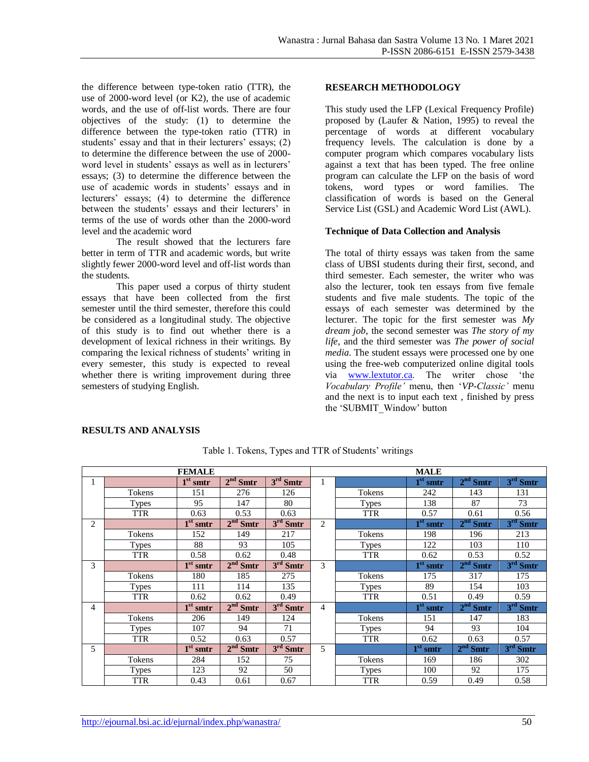the difference between type-token ratio (TTR), the use of 2000-word level (or K2), the use of academic words, and the use of off-list words. There are four objectives of the study: (1) to determine the difference between the type-token ratio (TTR) in students' essay and that in their lecturers' essays; (2) to determine the difference between the use of 2000-word level in students' essays as well as in lecturers' essays; (3) to determine the difference between the use of academic words in students' essays and in lecturers' essays; (4) to determine the difference between the students' essays and their lecturers' in terms of the use of words other than the 2000-word level and the academic word

The result showed that the lecturers fare better in term of TTR and academic words, but write slightly fewer 2000-word level and off-list words than the students.

This paper used a corpus of thirty student essays that have been collected from the first semester until the third semester, therefore this could be considered as a longitudinal study. The objective of this study is to find out whether there is a development of lexical richness in their writings. By comparing the lexical richness of students' writing in every semester, this study is expected to reveal whether there is writing improvement during three semesters of studying English.

## RESEARCH METHODOLOGY

This study used the LFP (Lexical Frequency Profile) proposed by (Laufer & Nation, 1995) to reveal the percentage of words at different vocabulary frequency levels. The calculation is done by a computer program which compares vocabulary lists against a text that has been typed. The free online program can calculate the LFP on the basis of word tokens, word types or word families. The classification of words is based on the General Service List (GSL) and Academic Word List (AWL).

### Technique of Data Collection and Analysis

The total of thirty essays was taken from the same class of UBSI students during their first, second, and third semester. Each semester, the writer who was also the lecturer, took ten essays from five female students and five male students. The topic of the essays of each semester was determined by the lecturer. The topic for the first semester was *My dream job*, the second semester was *The story of my life*, and the third semester was *The power of social media*. The student essays were processed one by one using the free-web computerized online digital tools via www.lextutor.ca. The writer chose 'the *Vocabulary Profile'* menu, then '*VP-Classic'* menu and the next is to input each text , finished by press the 'SUBMIT_Window' button

## RESULTS AND ANALYSIS

Table 1. Tokens, Types and TTR of Students' writings

| FEMALE | | | | | MALE | | | | |
|---|---|---|---|---|---|---|---|---|---|
| 1 | | 1st smtr | 2nd Smtr | 3rd Smtr | 1 | | 1st smtr | 2nd Smtr | 3rd Smtr |
| | Tokens | 151 | 276 | 126 | | Tokens | 242 | 143 | 131 |
| | Types | 95 | 147 | 80 | | Types | 138 | 87 | 73 |
| | TTR | 0.63 | 0.53 | 0.63 | | TTR | 0.57 | 0.61 | 0.56 |
| 2 | | 1st smtr | 2nd Smtr | 3rd Smtr | 2 | | 1st smtr | 2nd Smtr | 3rd Smtr |
| | Tokens | 152 | 149 | 217 | | Tokens | 198 | 196 | 213 |
| | Types | 88 | 93 | 105 | | Types | 122 | 103 | 110 |
| | TTR | 0.58 | 0.62 | 0.48 | | TTR | 0.62 | 0.53 | 0.52 |
| 3 | | 1st smtr | 2nd Smtr | 3rd Smtr | 3 | | 1st smtr | 2nd Smtr | 3rd Smtr |
| | Tokens | 180 | 185 | 275 | | Tokens | 175 | 317 | 175 |
| | Types | 111 | 114 | 135 | | Types | 89 | 154 | 103 |
| | TTR | 0.62 | 0.62 | 0.49 | | TTR | 0.51 | 0.49 | 0.59 |
| 4 | | 1st smtr | 2nd Smtr | 3rd Smtr | 4 | | 1st smtr | 2nd Smtr | 3rd Smtr |
| | Tokens | 206 | 149 | 124 | | Tokens | 151 | 147 | 183 |
| | Types | 107 | 94 | 71 | | Types | 94 | 93 | 104 |
| | TTR | 0.52 | 0.63 | 0.57 | | TTR | 0.62 | 0.63 | 0.57 |
| 5 | | 1st smtr | 2nd Smtr | 3rd Smtr | 5 | | 1st smtr | 2nd Smtr | 3rd Smtr |
| | Tokens | 284 | 152 | 75 | | Tokens | 169 | 186 | 302 |
| | Types | 123 | 92 | 50 | | Types | 100 | 92 | 175 |
| | TTR | 0.43 | 0.61 | 0.67 | | TTR | 0.59 | 0.49 | 0.58 |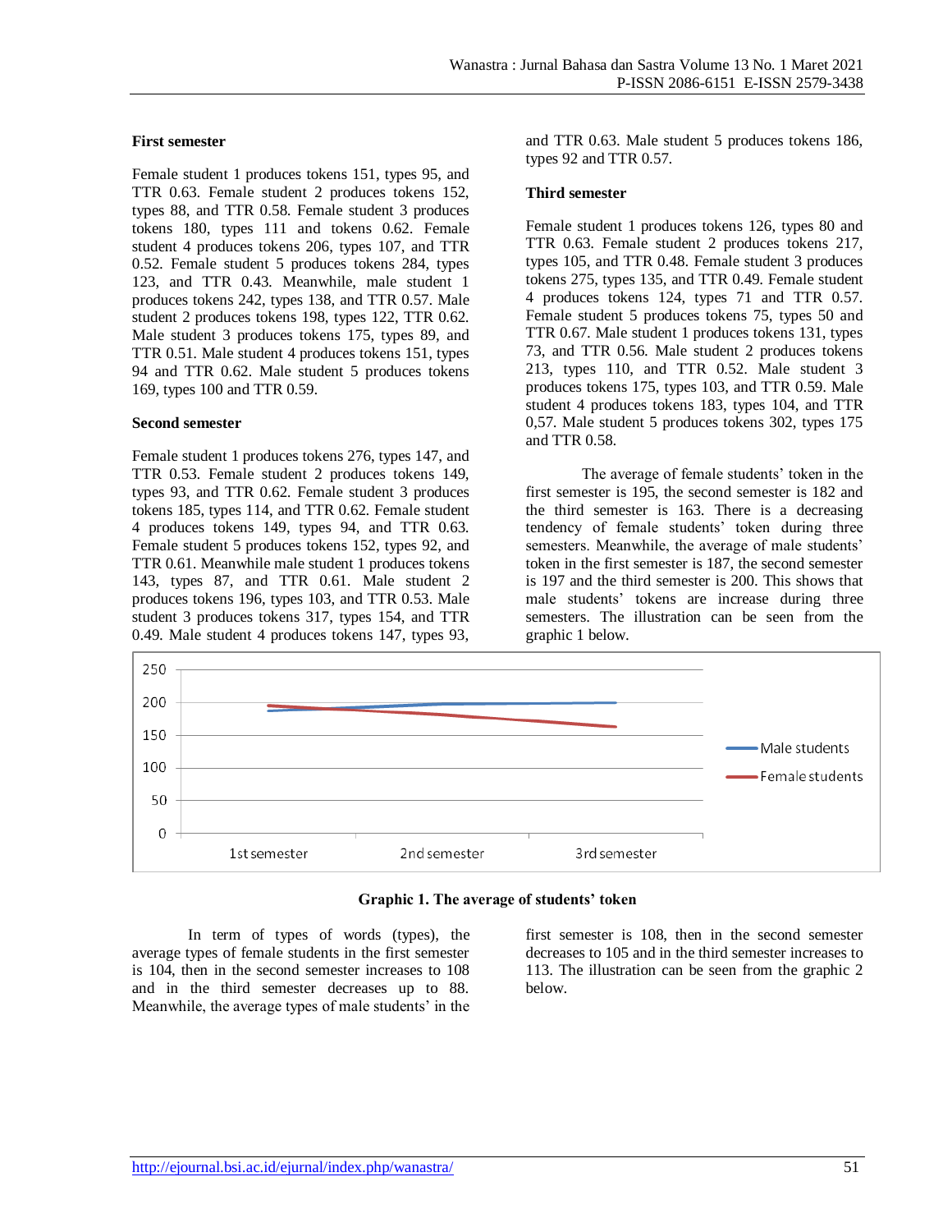**First semester**

Female student 1 produces tokens 151, types 95, and TTR 0.63. Female student 2 produces tokens 152, types 88, and TTR 0.58. Female student 3 produces tokens 180, types 111 and tokens 0.62. Female student 4 produces tokens 206, types 107, and TTR 0.52. Female student 5 produces tokens 284, types 123, and TTR 0.43. Meanwhile, male student 1 produces tokens 242, types 138, and TTR 0.57. Male student 2 produces tokens 198, types 122, TTR 0.62. Male student 3 produces tokens 175, types 89, and TTR 0.51. Male student 4 produces tokens 151, types 94 and TTR 0.62. Male student 5 produces tokens 169, types 100 and TTR 0.59.

**Second semester**

Female student 1 produces tokens 276, types 147, and TTR 0.53. Female student 2 produces tokens 149, types 93, and TTR 0.62. Female student 3 produces tokens 185, types 114, and TTR 0.62. Female student 4 produces tokens 149, types 94, and TTR 0.63. Female student 5 produces tokens 152, types 92, and TTR 0.61. Meanwhile male student 1 produces tokens 143, types 87, and TTR 0.61. Male student 2 produces tokens 196, types 103, and TTR 0.53. Male student 3 produces tokens 317, types 154, and TTR 0.49. Male student 4 produces tokens 147, types 93, and TTR 0.63. Male student 5 produces tokens 186, types 92 and TTR 0.57.

**Third semester**

Female student 1 produces tokens 126, types 80 and TTR 0.63. Female student 2 produces tokens 217, types 105, and TTR 0.48. Female student 3 produces tokens 275, types 135, and TTR 0.49. Female student 4 produces tokens 124, types 71 and TTR 0.57. Female student 5 produces tokens 75, types 50 and TTR 0.67. Male student 1 produces tokens 131, types 73, and TTR 0.56. Male student 2 produces tokens 213, types 110, and TTR 0.52. Male student 3 produces tokens 175, types 103, and TTR 0.59. Male student 4 produces tokens 183, types 104, and TTR 0,57. Male student 5 produces tokens 302, types 175 and TTR 0.58.

The average of female students' token in the first semester is 195, the second semester is 182 and the third semester is 163. There is a decreasing tendency of female students' token during three semesters. Meanwhile, the average of male students' token in the first semester is 187, the second semester is 197 and the third semester is 200. This shows that male students' tokens are increase during three semesters. The illustration can be seen from the graphic 1 below.

**Graphic 1. The average of students' token**

In term of types of words (types), the average types of female students in the first semester is 104, then in the second semester increases to 108 and in the third semester decreases up to 88. Meanwhile, the average types of male students' in the first semester is 108, then in the second semester decreases to 105 and in the third semester increases to 113. The illustration can be seen from the graphic 2 below.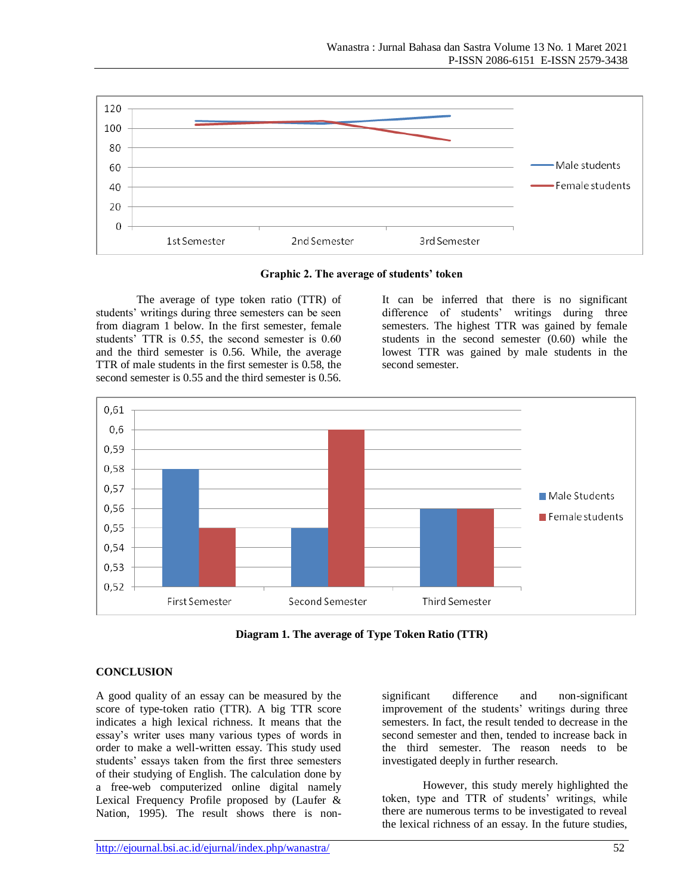Graphic 2. The average of students' token

The average of type token ratio (TTR) of students' writings during three semesters can be seen from diagram 1 below. In the first semester, female students' TTR is 0.55, the second semester is 0.60 and the third semester is 0.56. While, the average TTR of male students in the first semester is 0.58, the second semester is 0.55 and the third semester is 0.56. It can be inferred that there is no significant difference of students' writings during three semesters. The highest TTR was gained by female students in the second semester (0.60) while the lowest TTR was gained by male students in the second semester.

**Diagram 1. The average of Type Token Ratio (TTR)**

## CONCLUSION

A good quality of an essay can be measured by the score of type-token ratio (TTR). A big TTR score indicates a high lexical richness. It means that the essay's writer uses many various types of words in order to make a well-written essay. This study used students' essays taken from the first three semesters of their studying of English. The calculation done by a free-web computerized online digital namely Lexical Frequency Profile proposed by (Laufer & Nation, 1995). The result shows there is non-significant difference and non-significant improvement of the students' writings during three semesters. In fact, the result tended to decrease in the second semester and then, tended to increase back in the third semester. The reason needs to be investigated deeply in further research.

However, this study merely highlighted the token, type and TTR of students' writings, while there are numerous terms to be investigated to reveal the lexical richness of an essay. In the future studies,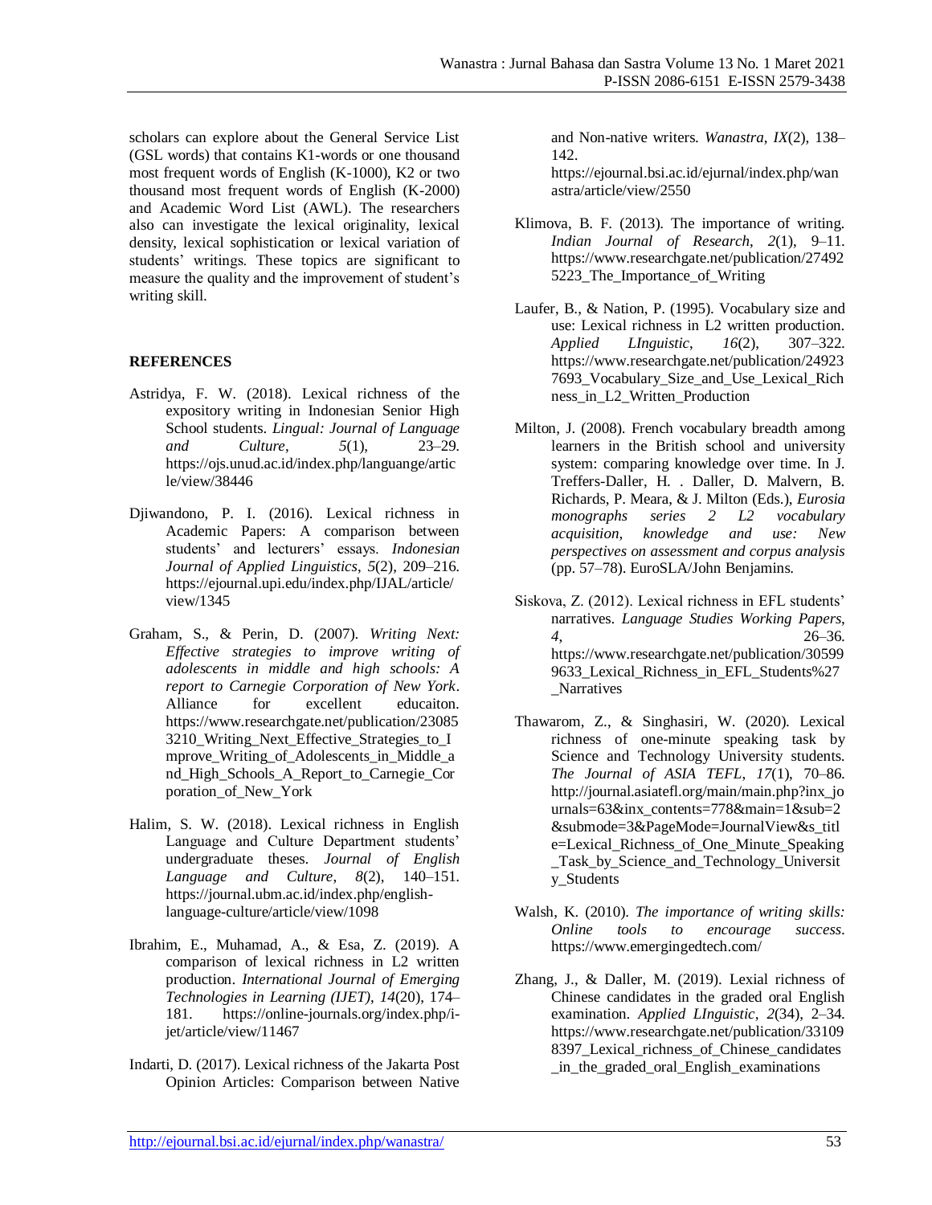scholars can explore about the General Service List (GSL words) that contains K1-words or one thousand most frequent words of English (K-1000), K2 or two thousand most frequent words of English (K-2000) and Academic Word List (AWL). The researchers also can investigate the lexical originality, lexical density, lexical sophistication or lexical variation of students' writings. These topics are significant to measure the quality and the improvement of student's writing skill.

## REFERENCES

Astridya, F. W. (2018). Lexical richness of the expository writing in Indonesian Senior High School students. *Lingual: Journal of Language and Culture*, *5*(1), 23–29. https://ojs.unud.ac.id/index.php/languange/article/view/38446

Djiwandono, P. I. (2016). Lexical richness in Academic Papers: A comparison between students' and lecturers' essays. *Indonesian Journal of Applied Linguistics*, *5*(2), 209–216. https://ejournal.upi.edu/index.php/IJAL/article/view/1345

Graham, S., & Perin, D. (2007). *Writing Next: Effective strategies to improve writing of adolescents in middle and high schools: A report to Carnegie Corporation of New York*. Alliance for excellent educaiton. https://www.researchgate.net/publication/230853210_Writing_Next_Effective_Strategies_to_Improve_Writing_of_Adolescents_in_Middle_and_High_Schools_A_Report_to_Carnegie_Corporation_of_New_York

Halim, S. W. (2018). Lexical richness in English Language and Culture Department students' undergraduate theses. *Journal of English Language and Culture*, *8*(2), 140–151. https://journal.ubm.ac.id/index.php/english-language-culture/article/view/1098

Ibrahim, E., Muhamad, A., & Esa, Z. (2019). A comparison of lexical richness in L2 written production. *International Journal of Emerging Technologies in Learning (IJET)*, *14*(20), 174–181. https://online-journals.org/index.php/i-jet/article/view/11467

Indarti, D. (2017). Lexical richness of the Jakarta Post Opinion Articles: Comparison between Native and Non-native writers. *Wanastra*, *IX*(2), 138–142. https://ejournal.bsi.ac.id/ejurnal/index.php/wanastra/article/view/2550

Klimova, B. F. (2013). The importance of writing. *Indian Journal of Research*, *2*(1), 9–11. https://www.researchgate.net/publication/274925223_The_Importance_of_Writing

Laufer, B., & Nation, P. (1995). Vocabulary size and use: Lexical richness in L2 written production. *Applied LInguistic*, *16*(2), 307–322. https://www.researchgate.net/publication/249237693_Vocabulary_Size_and_Use_Lexical_Richness_in_L2_Written_Production

Milton, J. (2008). French vocabulary breadth among learners in the British school and university system: comparing knowledge over time. In J. Treffers-Daller, H. . Daller, D. Malvern, B. Richards, P. Meara, & J. Milton (Eds.), *Eurosia monographs series 2 L2 vocabulary acquisition, knowledge and use: New perspectives on assessment and corpus analysis* (pp. 57–78). EuroSLA/John Benjamins.

Siskova, Z. (2012). Lexical richness in EFL students' narratives. *Language Studies Working Papers*, *4*, 26–36. https://www.researchgate.net/publication/305999633_Lexical_Richness_in_EFL_Students%27_Narratives

Thawarom, Z., & Singhasiri, W. (2020). Lexical richness of one-minute speaking task by Science and Technology University students. *The Journal of ASIA TEFL*, *17*(1), 70–86. http://journal.asiatefl.org/main/main.php?inx_journals=63&inx_contents=778&main=1&sub=2&submode=3&PageMode=JournalView&s_title=Lexical_Richness_of_One_Minute_Speaking_Task_by_Science_and_Technology_University_Students

Walsh, K. (2010). *The importance of writing skills: Online tools to encourage success*. https://www.emergingedtech.com/

Zhang, J., & Daller, M. (2019). Lexial richness of Chinese candidates in the graded oral English examination. *Applied LInguistic*, *2*(34), 2–34. https://www.researchgate.net/publication/331098397_Lexical_richness_of_Chinese_candidates_in_the_graded_oral_English_examinations